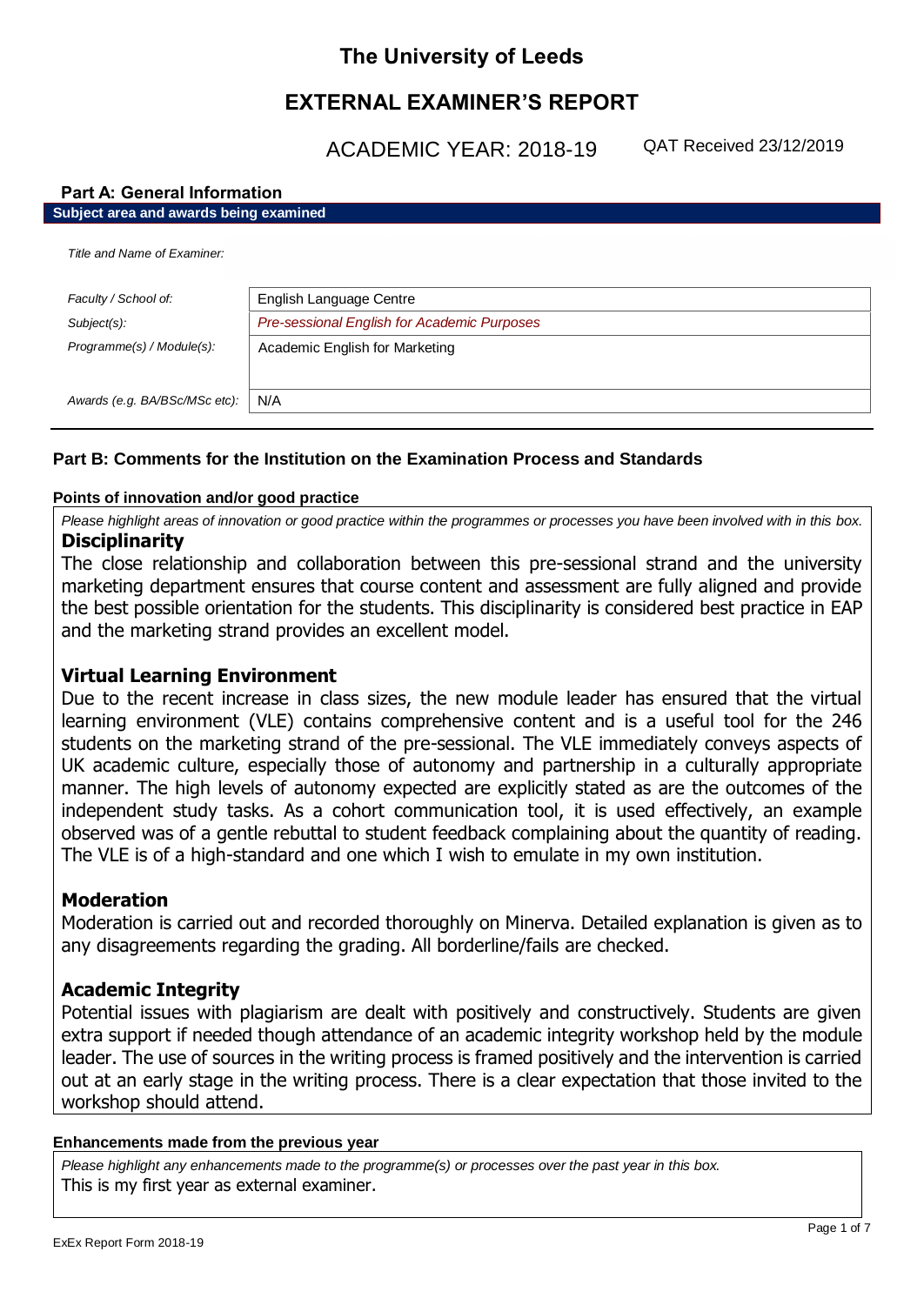# The University of Leeds

## EXTERNAL EXAMINER'S REPORT

ACADEMIC YEAR: 2018-19 QAT Received 23/12/2019

### Part A: General Information

**Subject area and awards being examined**

| | |
|---|---|
| *Title and Name of Examiner:* | |
| *Faculty / School of:* | English Language Centre |
| *Subject(s):* | *Pre-sessional English for Academic Purposes* |
| *Programme(s) / Module(s):* | Academic English for Marketing |
| *Awards (e.g. BA/BSc/MSc etc):* | N/A |

### Part B: Comments for the Institution on the Examination Process and Standards

**Points of innovation and/or good practice**

*Please highlight areas of innovation or good practice within the programmes or processes you have been involved with in this box.*

**Disciplinarity**

The close relationship and collaboration between this pre-sessional strand and the university marketing department ensures that course content and assessment are fully aligned and provide the best possible orientation for the students. This disciplinarity is considered best practice in EAP and the marketing strand provides an excellent model.

**Virtual Learning Environment**

Due to the recent increase in class sizes, the new module leader has ensured that the virtual learning environment (VLE) contains comprehensive content and is a useful tool for the 246 students on the marketing strand of the pre-sessional. The VLE immediately conveys aspects of UK academic culture, especially those of autonomy and partnership in a culturally appropriate manner. The high levels of autonomy expected are explicitly stated as are the outcomes of the independent study tasks. As a cohort communication tool, it is used effectively, an example observed was of a gentle rebuttal to student feedback complaining about the quantity of reading. The VLE is of a high-standard and one which I wish to emulate in my own institution.

**Moderation**

Moderation is carried out and recorded thoroughly on Minerva. Detailed explanation is given as to any disagreements regarding the grading. All borderline/fails are checked.

**Academic Integrity**

Potential issues with plagiarism are dealt with positively and constructively. Students are given extra support if needed though attendance of an academic integrity workshop held by the module leader. The use of sources in the writing process is framed positively and the intervention is carried out at an early stage in the writing process. There is a clear expectation that those invited to the workshop should attend.

**Enhancements made from the previous year**

*Please highlight any enhancements made to the programme(s) or processes over the past year in this box.*

This is my first year as external examiner.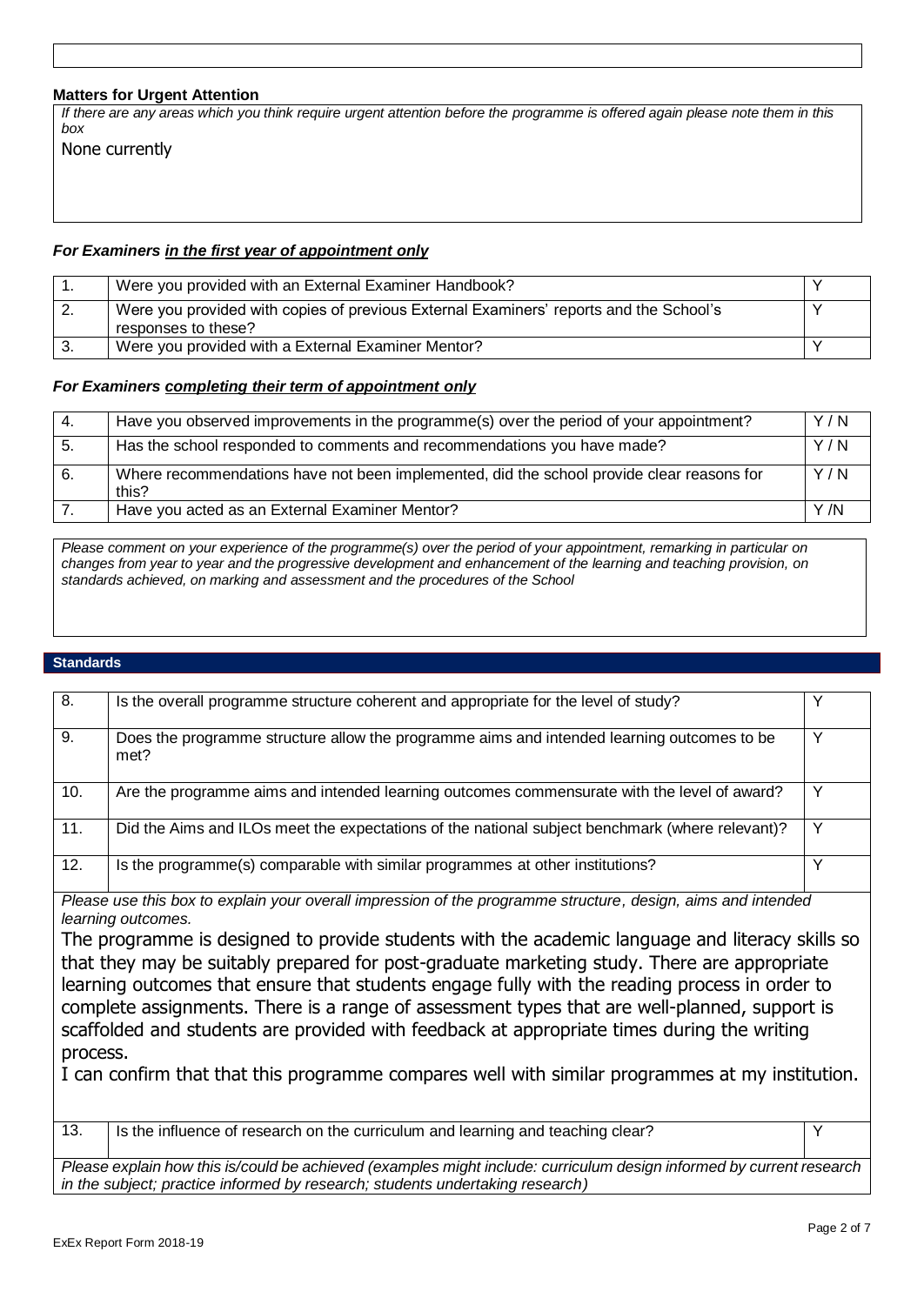### Matters for Urgent Attention

*If there are any areas which you think require urgent attention before the programme is offered again please note them in this box*

None currently

### *For Examiners in the first year of appointment only*

| | | |
|---|---|---|
| 1. | Were you provided with an External Examiner Handbook? | Y |
| 2. | Were you provided with copies of previous External Examiners' reports and the School's responses to these? | Y |
| 3. | Were you provided with a External Examiner Mentor? | Y |

### *For Examiners completing their term of appointment only*

| | | |
|---|---|---|
| 4. | Have you observed improvements in the programme(s) over the period of your appointment? | Y / N |
| 5. | Has the school responded to comments and recommendations you have made? | Y / N |
| 6. | Where recommendations have not been implemented, did the school provide clear reasons for this? | Y / N |
| 7. | Have you acted as an External Examiner Mentor? | Y /N |

*Please comment on your experience of the programme(s) over the period of your appointment, remarking in particular on changes from year to year and the progressive development and enhancement of the learning and teaching provision, on standards achieved, on marking and assessment and the procedures of the School*

## Standards

| | | |
|---|---|---|
| 8. | Is the overall programme structure coherent and appropriate for the level of study? | Y |
| 9. | Does the programme structure allow the programme aims and intended learning outcomes to be met? | Y |
| 10. | Are the programme aims and intended learning outcomes commensurate with the level of award? | Y |
| 11. | Did the Aims and ILOs meet the expectations of the national subject benchmark (where relevant)? | Y |
| 12. | Is the programme(s) comparable with similar programmes at other institutions? | Y |

*Please use this box to explain your overall impression of the programme structure, design, aims and intended learning outcomes.*

The programme is designed to provide students with the academic language and literacy skills so that they may be suitably prepared for post-graduate marketing study. There are appropriate learning outcomes that ensure that students engage fully with the reading process in order to complete assignments. There is a range of assessment types that are well-planned, support is scaffolded and students are provided with feedback at appropriate times during the writing process.

I can confirm that that this programme compares well with similar programmes at my institution.

| | | |
|---|---|---|
| 13. | Is the influence of research on the curriculum and learning and teaching clear? | Y |

*Please explain how this is/could be achieved (examples might include: curriculum design informed by current research in the subject; practice informed by research; students undertaking research)*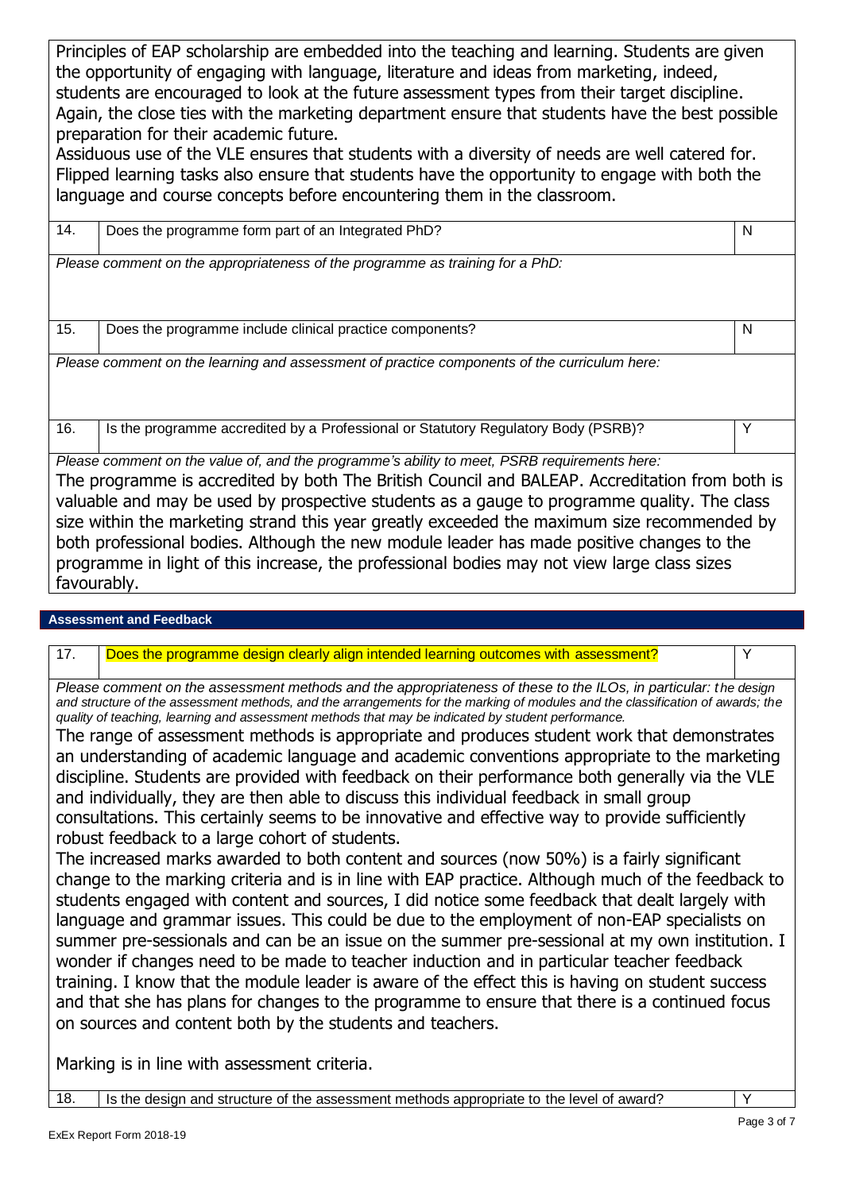Principles of EAP scholarship are embedded into the teaching and learning. Students are given the opportunity of engaging with language, literature and ideas from marketing, indeed, students are encouraged to look at the future assessment types from their target discipline. Again, the close ties with the marketing department ensure that students have the best possible preparation for their academic future.

Assiduous use of the VLE ensures that students with a diversity of needs are well catered for. Flipped learning tasks also ensure that students have the opportunity to engage with both the language and course concepts before encountering them in the classroom.

| | | |
|---|---|---|
| 14. | Does the programme form part of an Integrated PhD? | N |

*Please comment on the appropriateness of the programme as training for a PhD:*

| | | |
|---|---|---|
| 15. | Does the programme include clinical practice components? | N |

*Please comment on the learning and assessment of practice components of the curriculum here:*

| | | |
|---|---|---|
| 16. | Is the programme accredited by a Professional or Statutory Regulatory Body (PSRB)? | Y |

*Please comment on the value of, and the programme's ability to meet, PSRB requirements here:*

The programme is accredited by both The British Council and BALEAP. Accreditation from both is valuable and may be used by prospective students as a gauge to programme quality. The class size within the marketing strand this year greatly exceeded the maximum size recommended by both professional bodies. Although the new module leader has made positive changes to the programme in light of this increase, the professional bodies may not view large class sizes favourably.

## Assessment and Feedback

| | | |
|---|---|---|
| 17. | Does the programme design clearly align intended learning outcomes with assessment? | Y |

*Please comment on the assessment methods and the appropriateness of these to the ILOs, in particular: the design and structure of the assessment methods, and the arrangements for the marking of modules and the classification of awards; the quality of teaching, learning and assessment methods that may be indicated by student performance.*

The range of assessment methods is appropriate and produces student work that demonstrates an understanding of academic language and academic conventions appropriate to the marketing discipline. Students are provided with feedback on their performance both generally via the VLE and individually, they are then able to discuss this individual feedback in small group consultations. This certainly seems to be innovative and effective way to provide sufficiently robust feedback to a large cohort of students.

The increased marks awarded to both content and sources (now 50%) is a fairly significant change to the marking criteria and is in line with EAP practice. Although much of the feedback to students engaged with content and sources, I did notice some feedback that dealt largely with language and grammar issues. This could be due to the employment of non-EAP specialists on summer pre-sessionals and can be an issue on the summer pre-sessional at my own institution. I wonder if changes need to be made to teacher induction and in particular teacher feedback training. I know that the module leader is aware of the effect this is having on student success and that she has plans for changes to the programme to ensure that there is a continued focus on sources and content both by the students and teachers.

Marking is in line with assessment criteria.

| | | |
|---|---|---|
| 18. | Is the design and structure of the assessment methods appropriate to the level of award? | Y |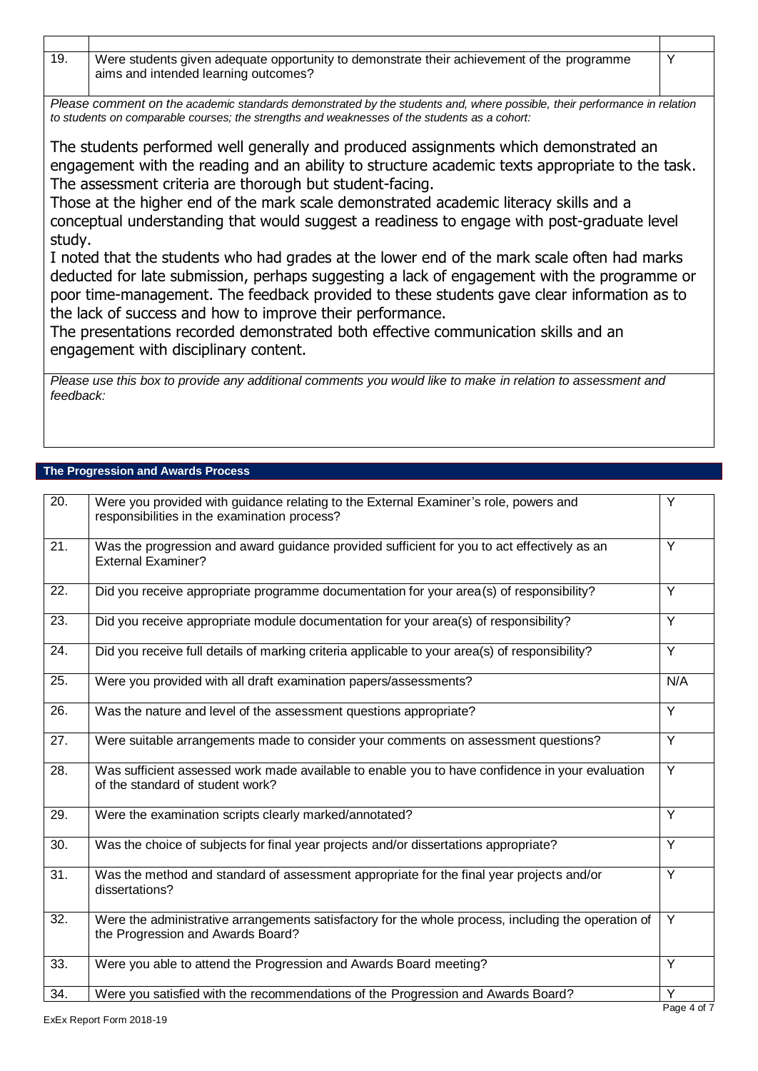| | | |
|---|---|---|
| 19. | Were students given adequate opportunity to demonstrate their achievement of the programme aims and intended learning outcomes? | Y |

*Please comment on the academic standards demonstrated by the students and, where possible, their performance in relation to students on comparable courses; the strengths and weaknesses of the students as a cohort:*

The students performed well generally and produced assignments which demonstrated an engagement with the reading and an ability to structure academic texts appropriate to the task. The assessment criteria are thorough but student-facing.

Those at the higher end of the mark scale demonstrated academic literacy skills and a conceptual understanding that would suggest a readiness to engage with post-graduate level study.

I noted that the students who had grades at the lower end of the mark scale often had marks deducted for late submission, perhaps suggesting a lack of engagement with the programme or poor time-management. The feedback provided to these students gave clear information as to the lack of success and how to improve their performance.

The presentations recorded demonstrated both effective communication skills and an engagement with disciplinary content.

*Please use this box to provide any additional comments you would like to make in relation to assessment and feedback:*

## The Progression and Awards Process

| | | |
|---|---|---|
| 20. | Were you provided with guidance relating to the External Examiner's role, powers and responsibilities in the examination process? | Y |
| 21. | Was the progression and award guidance provided sufficient for you to act effectively as an External Examiner? | Y |
| 22. | Did you receive appropriate programme documentation for your area(s) of responsibility? | Y |
| 23. | Did you receive appropriate module documentation for your area(s) of responsibility? | Y |
| 24. | Did you receive full details of marking criteria applicable to your area(s) of responsibility? | Y |
| 25. | Were you provided with all draft examination papers/assessments? | N/A |
| 26. | Was the nature and level of the assessment questions appropriate? | Y |
| 27. | Were suitable arrangements made to consider your comments on assessment questions? | Y |
| 28. | Was sufficient assessed work made available to enable you to have confidence in your evaluation of the standard of student work? | Y |
| 29. | Were the examination scripts clearly marked/annotated? | Y |
| 30. | Was the choice of subjects for final year projects and/or dissertations appropriate? | Y |
| 31. | Was the method and standard of assessment appropriate for the final year projects and/or dissertations? | Y |
| 32. | Were the administrative arrangements satisfactory for the whole process, including the operation of the Progression and Awards Board? | Y |
| 33. | Were you able to attend the Progression and Awards Board meeting? | Y |
| 34. | Were you satisfied with the recommendations of the Progression and Awards Board? | Y |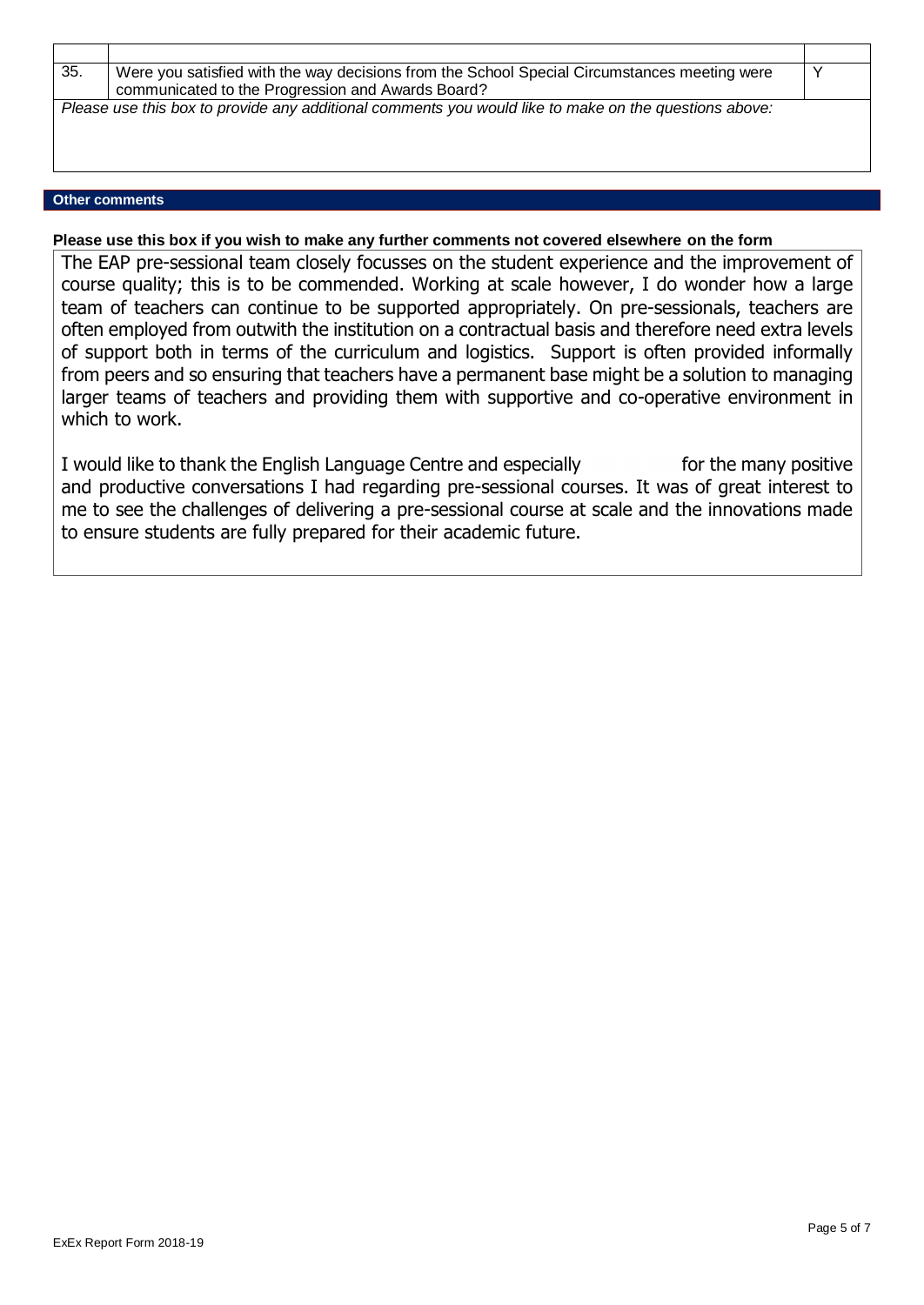| | | |
|---|---|---|
| | | |
| 35. | Were you satisfied with the way decisions from the School Special Circumstances meeting were communicated to the Progression and Awards Board? | Y |

*Please use this box to provide any additional comments you would like to make on the questions above:*

## Other comments

**Please use this box if you wish to make any further comments not covered elsewhere on the form**

The EAP pre-sessional team closely focusses on the student experience and the improvement of course quality; this is to be commended. Working at scale however, I do wonder how a large team of teachers can continue to be supported appropriately. On pre-sessionals, teachers are often employed from outwith the institution on a contractual basis and therefore need extra levels of support both in terms of the curriculum and logistics. Support is often provided informally from peers and so ensuring that teachers have a permanent base might be a solution to managing larger teams of teachers and providing them with supportive and co-operative environment in which to work.

I would like to thank the English Language Centre and especially for the many positive and productive conversations I had regarding pre-sessional courses. It was of great interest to me to see the challenges of delivering a pre-sessional course at scale and the innovations made to ensure students are fully prepared for their academic future.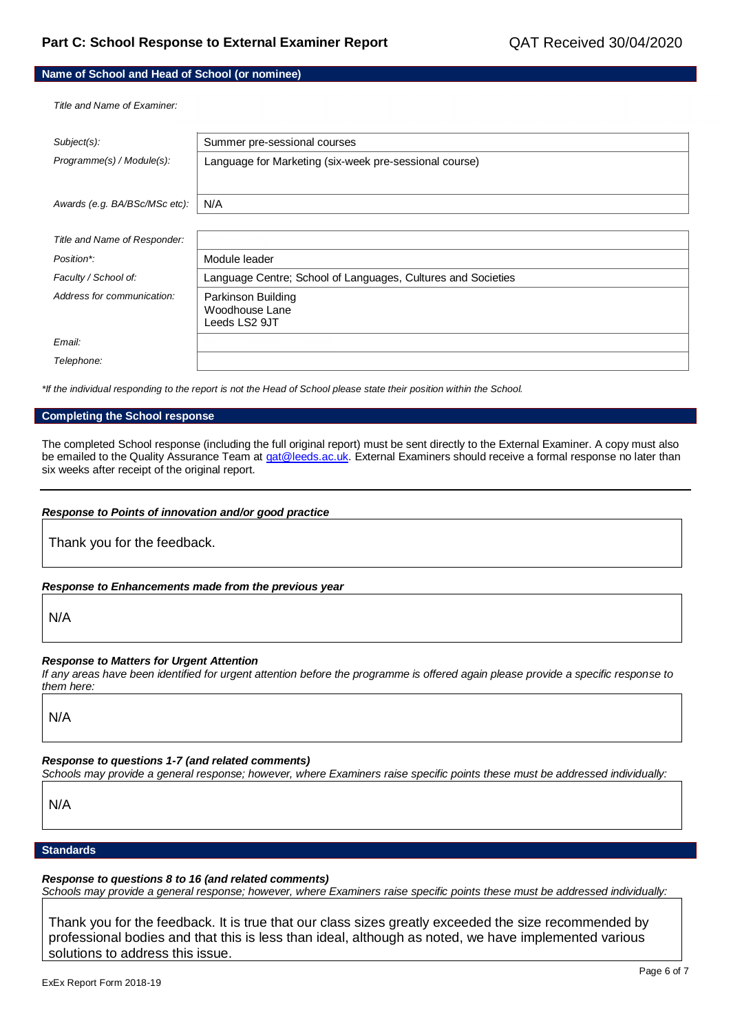## Part C: School Response to External Examiner Report

QAT Received 30/04/2020

### Name of School and Head of School (or nominee)

*Title and Name of Examiner:*

| | |
|---|---|
| *Subject(s):* | Summer pre-sessional courses |
| *Programme(s) / Module(s):* | Language for Marketing (six-week pre-sessional course) |
| *Awards (e.g. BA/BSc/MSc etc):* | N/A |

| | |
|---|---|
| *Title and Name of Responder:* | |
| *Position\*:* | Module leader |
| *Faculty / School of:* | Language Centre; School of Languages, Cultures and Societies |
| *Address for communication:* | Parkinson Building<br>Woodhouse Lane<br>Leeds LS2 9JT |
| *Email:* | |
| *Telephone:* | |

*\*If the individual responding to the report is not the Head of School please state their position within the School.*

### Completing the School response

The completed School response (including the full original report) must be sent directly to the External Examiner. A copy must also be emailed to the Quality Assurance Team at qat@leeds.ac.uk. External Examiners should receive a formal response no later than six weeks after receipt of the original report.

***Response to Points of innovation and/or good practice***

Thank you for the feedback.

***Response to Enhancements made from the previous year***

N/A

***Response to Matters for Urgent Attention***

*If any areas have been identified for urgent attention before the programme is offered again please provide a specific response to them here:*

N/A

***Response to questions 1-7 (and related comments)***

*Schools may provide a general response; however, where Examiners raise specific points these must be addressed individually:*

N/A

### Standards

***Response to questions 8 to 16 (and related comments)***

*Schools may provide a general response; however, where Examiners raise specific points these must be addressed individually:*

Thank you for the feedback. It is true that our class sizes greatly exceeded the size recommended by professional bodies and that this is less than ideal, although as noted, we have implemented various solutions to address this issue.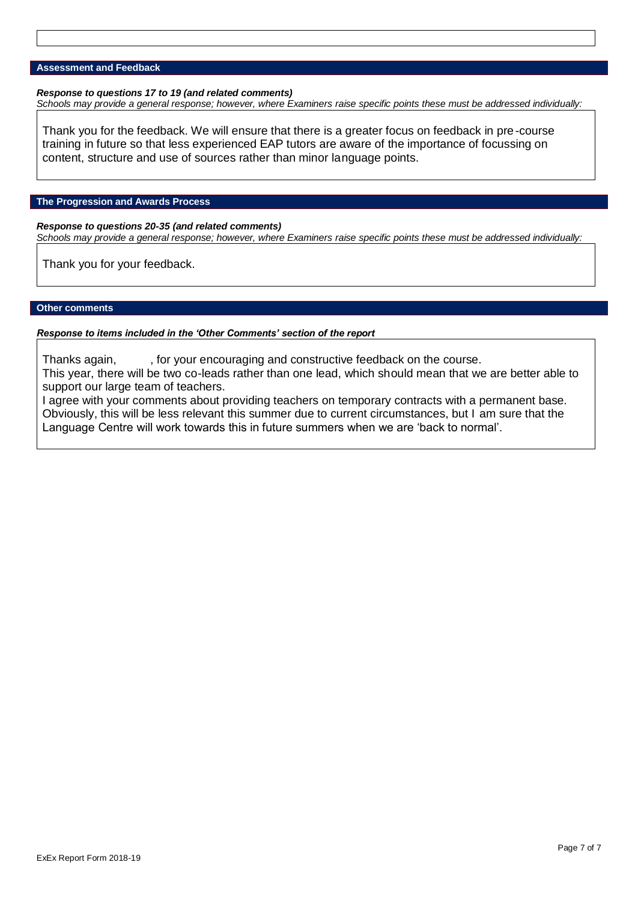## Assessment and Feedback

***Response to questions 17 to 19 (and related comments)***

*Schools may provide a general response; however, where Examiners raise specific points these must be addressed individually:*

Thank you for the feedback. We will ensure that there is a greater focus on feedback in pre-course training in future so that less experienced EAP tutors are aware of the importance of focussing on content, structure and use of sources rather than minor language points.

## The Progression and Awards Process

***Response to questions 20-35 (and related comments)***

*Schools may provide a general response; however, where Examiners raise specific points these must be addressed individually:*

Thank you for your feedback.

## Other comments

***Response to items included in the 'Other Comments' section of the report***

Thanks again, , for your encouraging and constructive feedback on the course.

This year, there will be two co-leads rather than one lead, which should mean that we are better able to support our large team of teachers.

I agree with your comments about providing teachers on temporary contracts with a permanent base. Obviously, this will be less relevant this summer due to current circumstances, but I am sure that the Language Centre will work towards this in future summers when we are 'back to normal'.

ExEx Report Form 2018-19